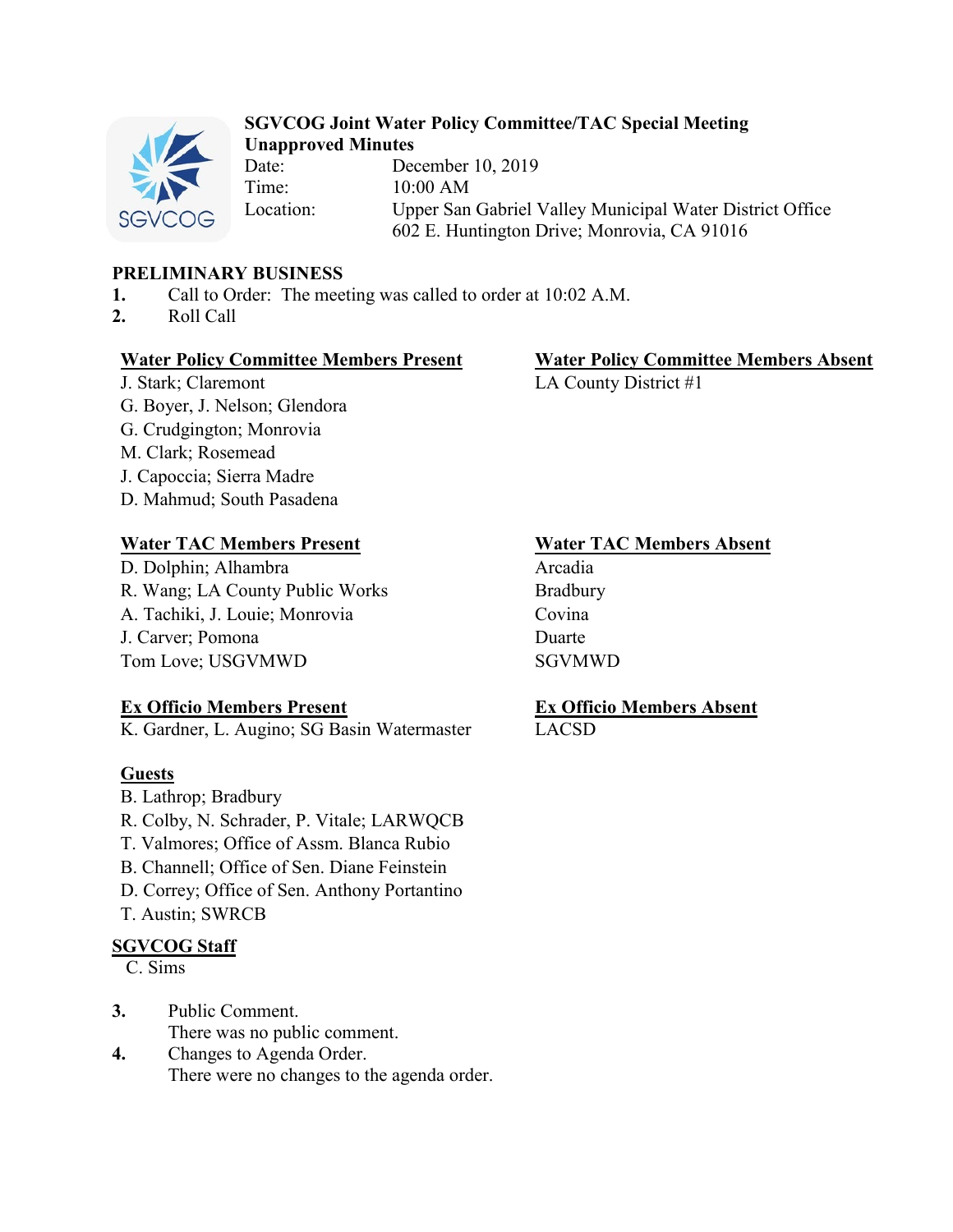# SGVCOG Joint Water Policy Committee/TAC Special Meeting

**Unapproved Minutes**

Date: December 10, 2019
Time: 10:00 AM
Location: Upper San Gabriel Valley Municipal Water District Office
602 E. Huntington Drive; Monrovia, CA 91016

## PRELIMINARY BUSINESS

1. Call to Order: The meeting was called to order at 10:02 A.M.
2. Roll Call

**Water Policy Committee Members Present**
J. Stark; Claremont
G. Boyer, J. Nelson; Glendora
G. Crudgington; Monrovia
M. Clark; Rosemead
J. Capoccia; Sierra Madre
D. Mahmud; South Pasadena

**Water Policy Committee Members Absent**
LA County District #1

**Water TAC Members Present**
D. Dolphin; Alhambra
R. Wang; LA County Public Works
A. Tachiki, J. Louie; Monrovia
J. Carver; Pomona
Tom Love; USGVMWD

**Water TAC Members Absent**
Arcadia
Bradbury
Covina
Duarte
SGVMWD

**Ex Officio Members Present**
K. Gardner, L. Augino; SG Basin Watermaster

**Ex Officio Members Absent**
LACSD

**Guests**
B. Lathrop; Bradbury
R. Colby, N. Schrader, P. Vitale; LARWQCB
T. Valmores; Office of Assm. Blanca Rubio
B. Channell; Office of Sen. Diane Feinstein
D. Correy; Office of Sen. Anthony Portantino
T. Austin; SWRCB

**SGVCOG Staff**
C. Sims

3. Public Comment.
   There was no public comment.
4. Changes to Agenda Order.
   There were no changes to the agenda order.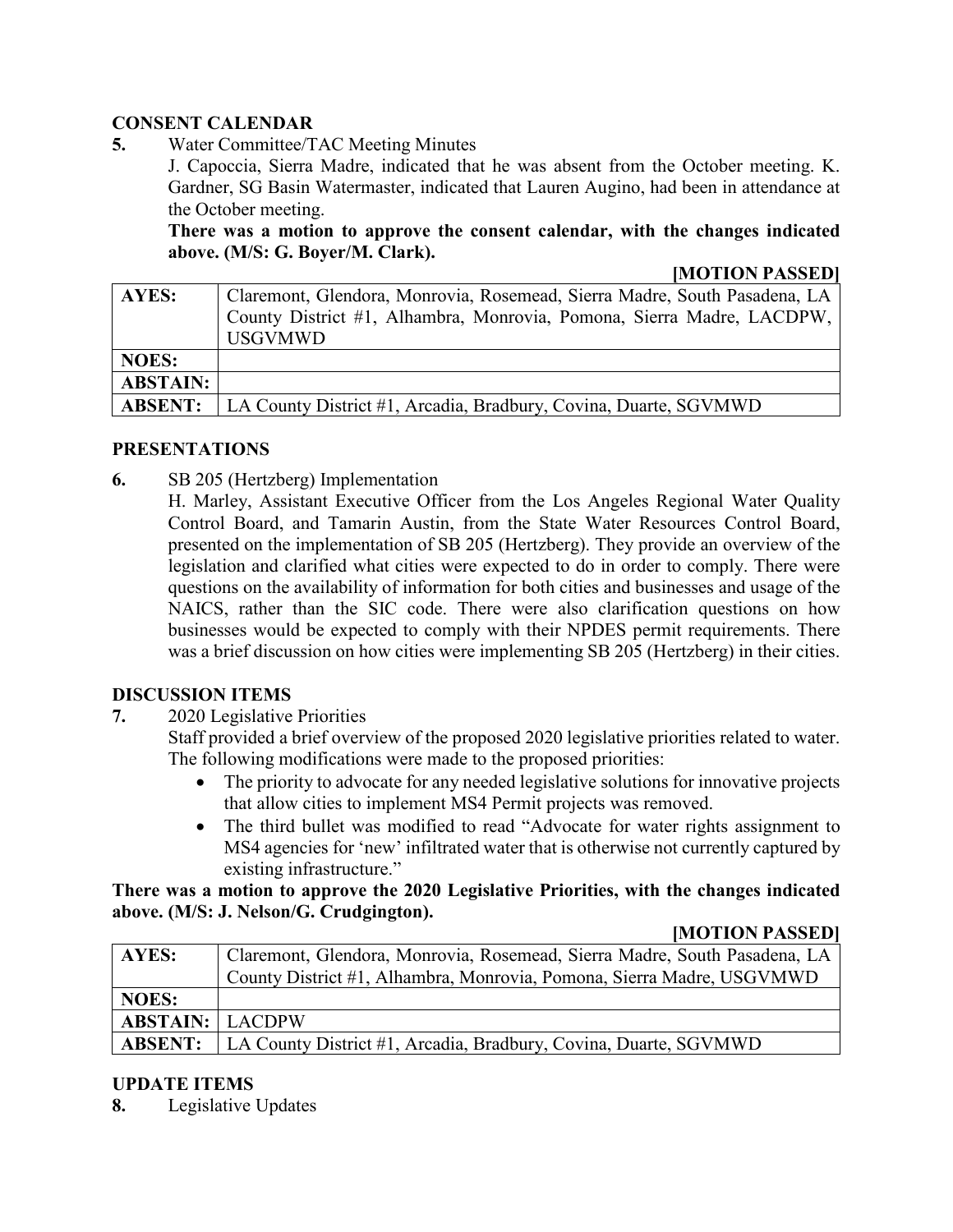## CONSENT CALENDAR

**5.** Water Committee/TAC Meeting Minutes

J. Capoccia, Sierra Madre, indicated that he was absent from the October meeting. K. Gardner, SG Basin Watermaster, indicated that Lauren Augino, had been in attendance at the October meeting.

**There was a motion to approve the consent calendar, with the changes indicated above. (M/S: G. Boyer/M. Clark).**

**[MOTION PASSED]**

| | |
|---|---|
| **AYES:** | Claremont, Glendora, Monrovia, Rosemead, Sierra Madre, South Pasadena, LA County District #1, Alhambra, Monrovia, Pomona, Sierra Madre, LACDPW, USGVMWD |
| **NOES:** | |
| **ABSTAIN:** | |
| **ABSENT:** | LA County District #1, Arcadia, Bradbury, Covina, Duarte, SGVMWD |

## PRESENTATIONS

**6.** SB 205 (Hertzberg) Implementation

H. Marley, Assistant Executive Officer from the Los Angeles Regional Water Quality Control Board, and Tamarin Austin, from the State Water Resources Control Board, presented on the implementation of SB 205 (Hertzberg). They provide an overview of the legislation and clarified what cities were expected to do in order to comply. There were questions on the availability of information for both cities and businesses and usage of the NAICS, rather than the SIC code. There were also clarification questions on how businesses would be expected to comply with their NPDES permit requirements. There was a brief discussion on how cities were implementing SB 205 (Hertzberg) in their cities.

## DISCUSSION ITEMS

**7.** 2020 Legislative Priorities

Staff provided a brief overview of the proposed 2020 legislative priorities related to water. The following modifications were made to the proposed priorities:

- The priority to advocate for any needed legislative solutions for innovative projects that allow cities to implement MS4 Permit projects was removed.
- The third bullet was modified to read "Advocate for water rights assignment to MS4 agencies for 'new' infiltrated water that is otherwise not currently captured by existing infrastructure."

**There was a motion to approve the 2020 Legislative Priorities, with the changes indicated above. (M/S: J. Nelson/G. Crudgington).**

**[MOTION PASSED]**

| | |
|---|---|
| **AYES:** | Claremont, Glendora, Monrovia, Rosemead, Sierra Madre, South Pasadena, LA County District #1, Alhambra, Monrovia, Pomona, Sierra Madre, USGVMWD |
| **NOES:** | |
| **ABSTAIN:** | LACDPW |
| **ABSENT:** | LA County District #1, Arcadia, Bradbury, Covina, Duarte, SGVMWD |

## UPDATE ITEMS

**8.** Legislative Updates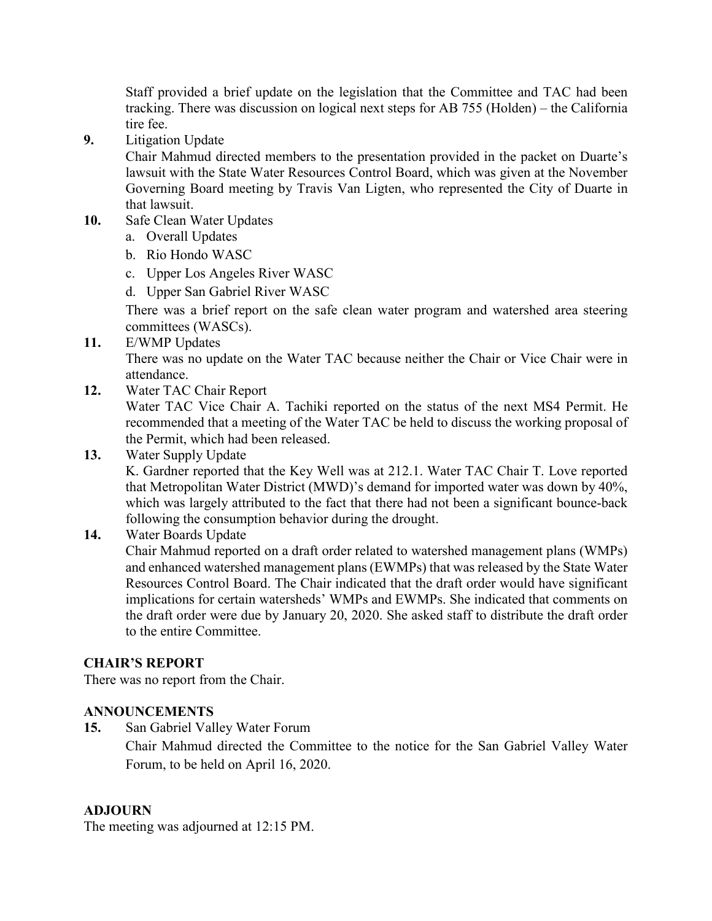Staff provided a brief update on the legislation that the Committee and TAC had been tracking. There was discussion on logical next steps for AB 755 (Holden) – the California tire fee.

**9.** Litigation Update

Chair Mahmud directed members to the presentation provided in the packet on Duarte's lawsuit with the State Water Resources Control Board, which was given at the November Governing Board meeting by Travis Van Ligten, who represented the City of Duarte in that lawsuit.

**10.** Safe Clean Water Updates

a. Overall Updates
b. Rio Hondo WASC
c. Upper Los Angeles River WASC
d. Upper San Gabriel River WASC

There was a brief report on the safe clean water program and watershed area steering committees (WASCs).

**11.** E/WMP Updates

There was no update on the Water TAC because neither the Chair or Vice Chair were in attendance.

**12.** Water TAC Chair Report

Water TAC Vice Chair A. Tachiki reported on the status of the next MS4 Permit. He recommended that a meeting of the Water TAC be held to discuss the working proposal of the Permit, which had been released.

**13.** Water Supply Update

K. Gardner reported that the Key Well was at 212.1. Water TAC Chair T. Love reported that Metropolitan Water District (MWD)'s demand for imported water was down by 40%, which was largely attributed to the fact that there had not been a significant bounce-back following the consumption behavior during the drought.

**14.** Water Boards Update

Chair Mahmud reported on a draft order related to watershed management plans (WMPs) and enhanced watershed management plans (EWMPs) that was released by the State Water Resources Control Board. The Chair indicated that the draft order would have significant implications for certain watersheds' WMPs and EWMPs. She indicated that comments on the draft order were due by January 20, 2020. She asked staff to distribute the draft order to the entire Committee.

## CHAIR'S REPORT

There was no report from the Chair.

## ANNOUNCEMENTS

**15.** San Gabriel Valley Water Forum

Chair Mahmud directed the Committee to the notice for the San Gabriel Valley Water Forum, to be held on April 16, 2020.

## ADJOURN

The meeting was adjourned at 12:15 PM.